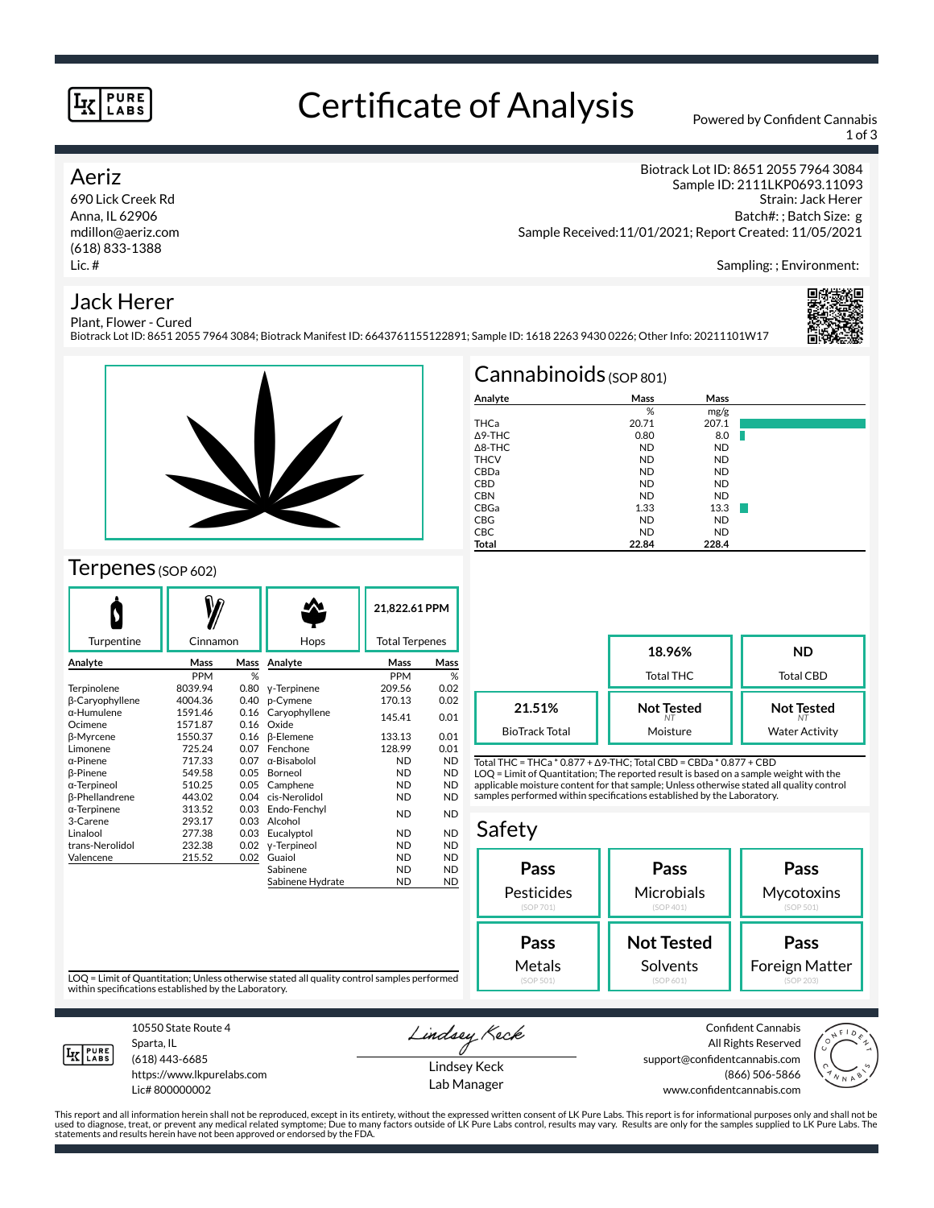# Certificate of Analysis

Powered by Confident Cannabis

## Aeriz

690 Lick Creek Rd
Anna, IL 62906
mdillon@aeriz.com
(618) 833-1388
Lic. #

Biotrack Lot ID: 8651 2055 7964 3084
Sample ID: 2111LKP0693.11093
Strain: Jack Herer
Batch#: ; Batch Size: g
Sample Received:11/01/2021; Report Created: 11/05/2021

Sampling: ; Environment:

## Jack Herer

Plant, Flower - Cured
Biotrack Lot ID: 8651 2055 7964 3084; Biotrack Manifest ID: 6643761155122891; Sample ID: 1618 2263 9430 0226; Other Info: 20211101W17

## Cannabinoids (SOP 801)

| Analyte | Mass % | Mass mg/g |
|---|---|---|
| THCa | 20.71 | 207.1 |
| Δ9-THC | 0.80 | 8.0 |
| Δ8-THC | ND | ND |
| THCV | ND | ND |
| CBDa | ND | ND |
| CBD | ND | ND |
| CBN | ND | ND |
| CBGa | 1.33 | 13.3 |
| CBG | ND | ND |
| CBC | ND | ND |
| **Total** | **22.84** | **228.4** |

| 18.96% | ND |
|---|---|
| Total THC | Total CBD |

| 21.51% | Not Tested | Not Tested |
|---|---|---|
| BioTrack Total | Moisture | Water Activity |

Total THC = THCa * 0.877 + Δ9-THC; Total CBD = CBDa * 0.877 + CBD
LOQ = Limit of Quantitation; The reported result is based on a sample weight with the applicable moisture content for that sample; Unless otherwise stated all quality control samples performed within specifications established by the Laboratory.

## Terpenes (SOP 602)

Turpentine | Cinnamon | Hops | 21,822.61 PPM Total Terpenes

| Analyte | Mass PPM | Mass % | Analyte | Mass PPM | Mass % |
|---|---|---|---|---|---|
| Terpinolene | 8039.94 | 0.80 | γ-Terpinene | 209.56 | 0.02 |
| β-Caryophyllene | 4004.36 | 0.40 | p-Cymene | 170.13 | 0.02 |
| α-Humulene | 1591.46 | 0.16 | Caryophyllene Oxide | 145.41 | 0.01 |
| Ocimene | 1571.87 | 0.16 | | | |
| β-Myrcene | 1550.37 | 0.16 | β-Elemene | 133.13 | 0.01 |
| Limonene | 725.24 | 0.07 | Fenchone | 128.99 | 0.01 |
| α-Pinene | 717.33 | 0.07 | α-Bisabolol | ND | ND |
| β-Pinene | 549.58 | 0.05 | Borneol | ND | ND |
| α-Terpineol | 510.25 | 0.05 | Camphene | ND | ND |
| β-Phellandrene | 443.02 | 0.04 | cis-Nerolidol | ND | ND |
| α-Terpinene | 313.52 | 0.03 | Endo-Fenchyl Alcohol | ND | ND |
| 3-Carene | 293.17 | 0.03 | | | |
| Linalool | 277.38 | 0.03 | Eucalyptol | ND | ND |
| trans-Nerolidol | 232.38 | 0.02 | γ-Terpineol | ND | ND |
| Valencene | 215.52 | 0.02 | Guaiol | ND | ND |
| | | | Sabinene | ND | ND |
| | | | Sabinene Hydrate | ND | ND |

LOQ = Limit of Quantitation; Unless otherwise stated all quality control samples performed within specifications established by the Laboratory.

## Safety

| Pass | Pass | Pass |
|---|---|---|
| Pesticides (SOP 701) | Microbials (SOP 401) | Mycotoxins (SOP 501) |
| **Pass** | **Not Tested** | **Pass** |
| Metals (SOP 501) | Solvents (SOP 601) | Foreign Matter (SOP 203) |

10550 State Route 4
Sparta, IL
(618) 443-6685
https://www.lkpurelabs.com
Lic# 800000002

Lindsey Keck
Lab Manager

Confident Cannabis
All Rights Reserved
support@confidentcannabis.com
(866) 506-5866
www.confidentcannabis.com

This report and all information herein shall not be reproduced, except in its entirety, without the expressed written consent of LK Pure Labs. This report is for informational purposes only and shall not be used to diagnose, treat, or prevent any medical related symptome; Due to many factors outside of LK Pure Labs control, results may vary. Results are only for the samples supplied to LK Pure Labs. The statements and results herein have not been approved or endorsed by the FDA.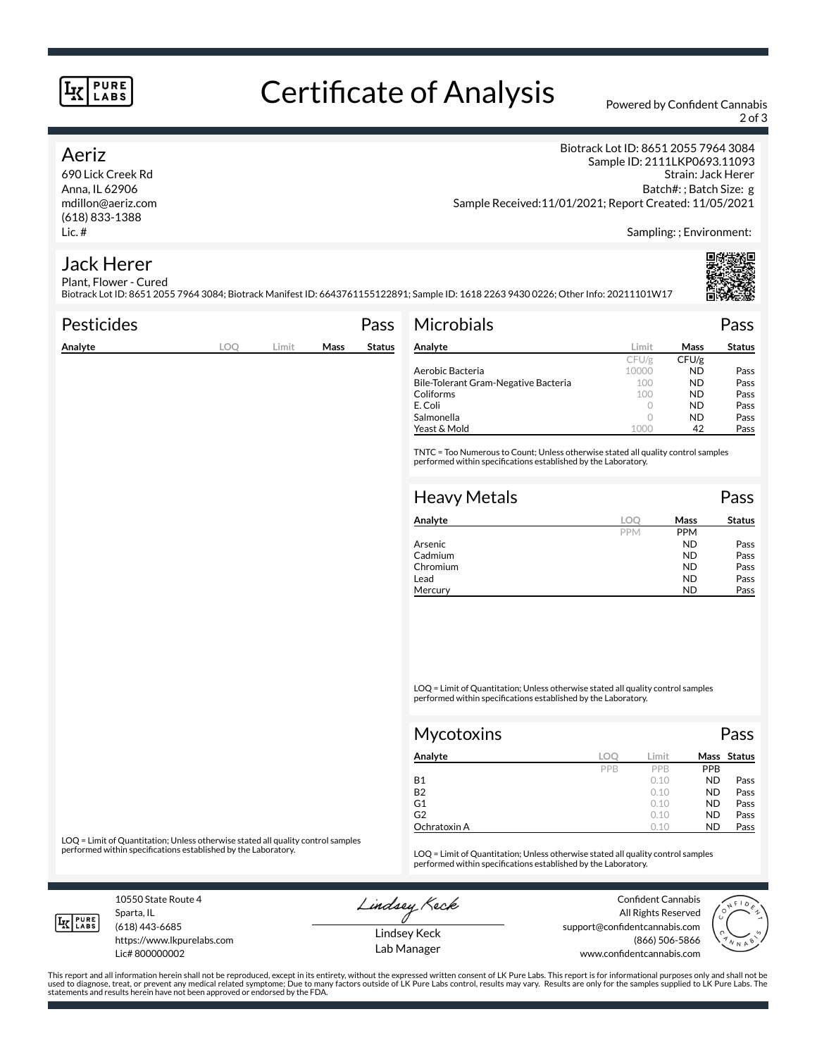# Certificate of Analysis

Powered by Confident Cannabis

## Aeriz

690 Lick Creek Rd
Anna, IL 62906
mdillon@aeriz.com
(618) 833-1388
Lic. #

Biotrack Lot ID: 8651 2055 7964 3084
Sample ID: 2111LKP0693.11093
Strain: Jack Herer
Batch#: ; Batch Size: g
Sample Received:11/01/2021; Report Created: 11/05/2021

Sampling: ; Environment:

## Jack Herer

Plant, Flower - Cured
Biotrack Lot ID: 8651 2055 7964 3084; Biotrack Manifest ID: 6643761155122891; Sample ID: 1618 2263 9430 0226; Other Info: 20211101W17

### Pesticides — Pass

| Analyte | LOQ | Limit | Mass | Status |
|---|---|---|---|---|

LOQ = Limit of Quantitation; Unless otherwise stated all quality control samples performed within specifications established by the Laboratory.

### Microbials — Pass

| Analyte | Limit | Mass | Status |
|---|---|---|---|
| | CFU/g | CFU/g | |
| Aerobic Bacteria | 10000 | ND | Pass |
| Bile-Tolerant Gram-Negative Bacteria | 100 | ND | Pass |
| Coliforms | 100 | ND | Pass |
| E. Coli | 0 | ND | Pass |
| Salmonella | 0 | ND | Pass |
| Yeast & Mold | 1000 | 42 | Pass |

TNTC = Too Numerous to Count; Unless otherwise stated all quality control samples performed within specifications established by the Laboratory.

### Heavy Metals — Pass

| Analyte | LOQ | Mass | Status |
|---|---|---|---|
| | PPM | PPM | |
| Arsenic | | ND | Pass |
| Cadmium | | ND | Pass |
| Chromium | | ND | Pass |
| Lead | | ND | Pass |
| Mercury | | ND | Pass |

LOQ = Limit of Quantitation; Unless otherwise stated all quality control samples performed within specifications established by the Laboratory.

### Mycotoxins — Pass

| Analyte | LOQ | Limit | Mass | Status |
|---|---|---|---|---|
| | PPB | PPB | PPB | |
| B1 | | 0.10 | ND | Pass |
| B2 | | 0.10 | ND | Pass |
| G1 | | 0.10 | ND | Pass |
| G2 | | 0.10 | ND | Pass |
| Ochratoxin A | | 0.10 | ND | Pass |

LOQ = Limit of Quantitation; Unless otherwise stated all quality control samples performed within specifications established by the Laboratory.

LK Pure Labs
10550 State Route 4
Sparta, IL
(618) 443-6685
https://www.lkpurelabs.com
Lic# 800000002

Lindsey Keck
Lab Manager

Confident Cannabis
All Rights Reserved
support@confidentcannabis.com
(866) 506-5866
www.confidentcannabis.com

This report and all information herein shall not be reproduced, except in its entirety, without the expressed written consent of LK Pure Labs. This report is for informational purposes only and shall not be used to diagnose, treat, or prevent any medical related symptome; Due to many factors outside of LK Pure Labs control, results may vary. Results are only for the samples supplied to LK Pure Labs. The statements and results herein have not been approved or endorsed by the FDA.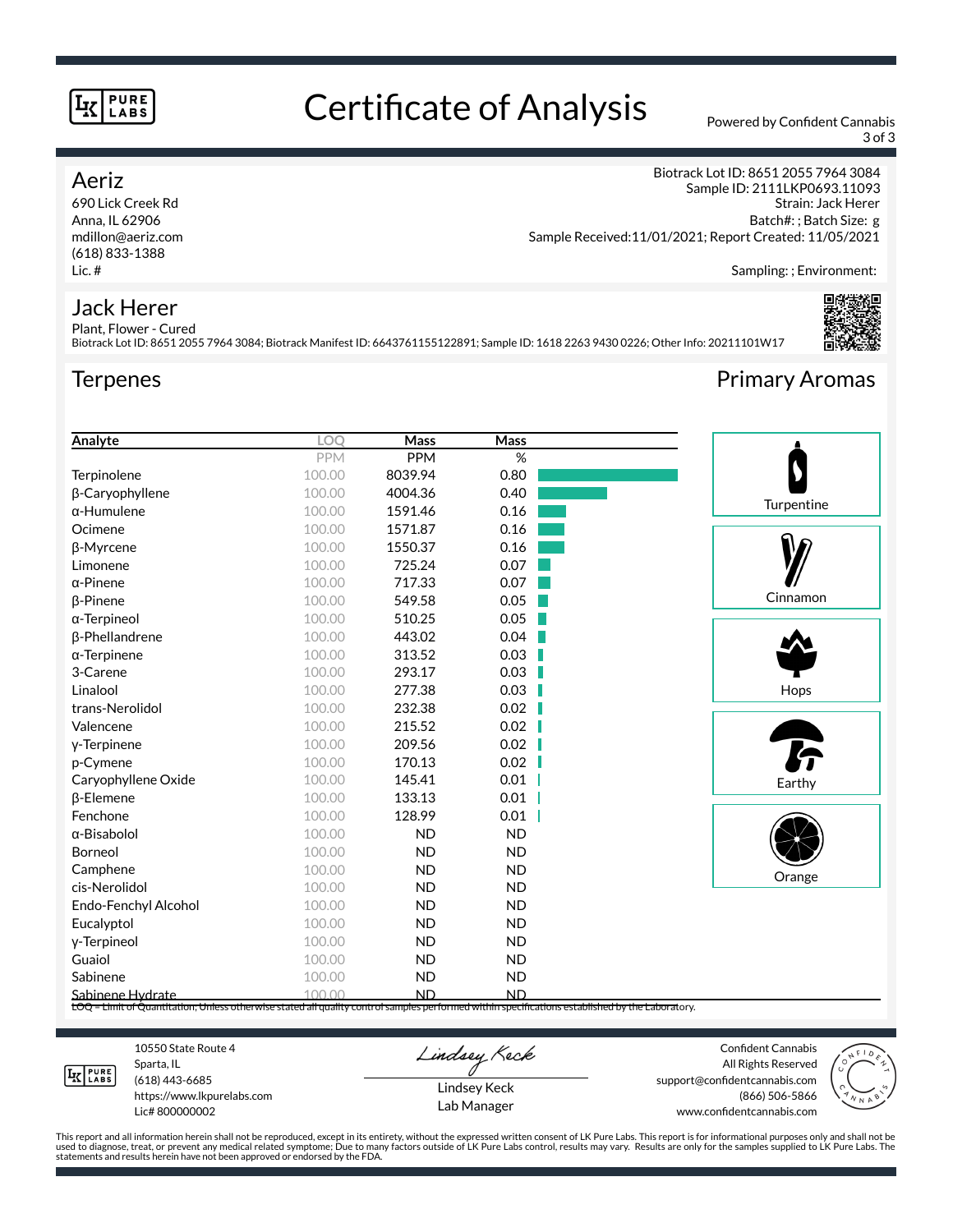# Certificate of Analysis

Powered by Confident Cannabis

## Aeriz

690 Lick Creek Rd
Anna, IL 62906
mdillon@aeriz.com
(618) 833-1388
Lic. #

Biotrack Lot ID: 8651 2055 7964 3084
Sample ID: 2111LKP0693.11093
Strain: Jack Herer
Batch#: ; Batch Size: g
Sample Received:11/01/2021; Report Created: 11/05/2021

Sampling: ; Environment:

## Jack Herer

Plant, Flower - Cured
Biotrack Lot ID: 8651 2055 7964 3084; Biotrack Manifest ID: 6643761155122891; Sample ID: 1618 2263 9430 0226; Other Info: 20211101W17

## Terpenes

| Analyte | LOQ | Mass | Mass |
|---|---|---|---|
| | PPM | PPM | % |
| Terpinolene | 100.00 | 8039.94 | 0.80 |
| β-Caryophyllene | 100.00 | 4004.36 | 0.40 |
| α-Humulene | 100.00 | 1591.46 | 0.16 |
| Ocimene | 100.00 | 1571.87 | 0.16 |
| β-Myrcene | 100.00 | 1550.37 | 0.16 |
| Limonene | 100.00 | 725.24 | 0.07 |
| α-Pinene | 100.00 | 717.33 | 0.07 |
| β-Pinene | 100.00 | 549.58 | 0.05 |
| α-Terpineol | 100.00 | 510.25 | 0.05 |
| β-Phellandrene | 100.00 | 443.02 | 0.04 |
| α-Terpinene | 100.00 | 313.52 | 0.03 |
| 3-Carene | 100.00 | 293.17 | 0.03 |
| Linalool | 100.00 | 277.38 | 0.03 |
| trans-Nerolidol | 100.00 | 232.38 | 0.02 |
| Valencene | 100.00 | 215.52 | 0.02 |
| γ-Terpinene | 100.00 | 209.56 | 0.02 |
| p-Cymene | 100.00 | 170.13 | 0.02 |
| Caryophyllene Oxide | 100.00 | 145.41 | 0.01 |
| β-Elemene | 100.00 | 133.13 | 0.01 |
| Fenchone | 100.00 | 128.99 | 0.01 |
| α-Bisabolol | 100.00 | ND | ND |
| Borneol | 100.00 | ND | ND |
| Camphene | 100.00 | ND | ND |
| cis-Nerolidol | 100.00 | ND | ND |
| Endo-Fenchyl Alcohol | 100.00 | ND | ND |
| Eucalyptol | 100.00 | ND | ND |
| γ-Terpineol | 100.00 | ND | ND |
| Guaiol | 100.00 | ND | ND |
| Sabinene | 100.00 | ND | ND |
| Sabinene Hydrate | 100.00 | ND | ND |

LOQ = Limit of Quantitation; Unless otherwise stated all quality control samples performed within specifications established by the Laboratory.

## Primary Aromas

Turpentine

Cinnamon

Hops

Earthy

Orange

10550 State Route 4
Sparta, IL
(618) 443-6685
https://www.lkpurelabs.com
Lic# 800000002

Lindsey Keck
Lab Manager

Confident Cannabis
All Rights Reserved
support@confidentcannabis.com
(866) 506-5866
www.confidentcannabis.com

This report and all information herein shall not be reproduced, except in its entirety, without the expressed written consent of LK Pure Labs. This report is for informational purposes only and shall not be used to diagnose, treat, or prevent any medical related symptome; Due to many factors outside of LK Pure Labs control, results may vary. Results are only for the samples supplied to LK Pure Labs. The statements and results herein have not been approved or endorsed by the FDA.